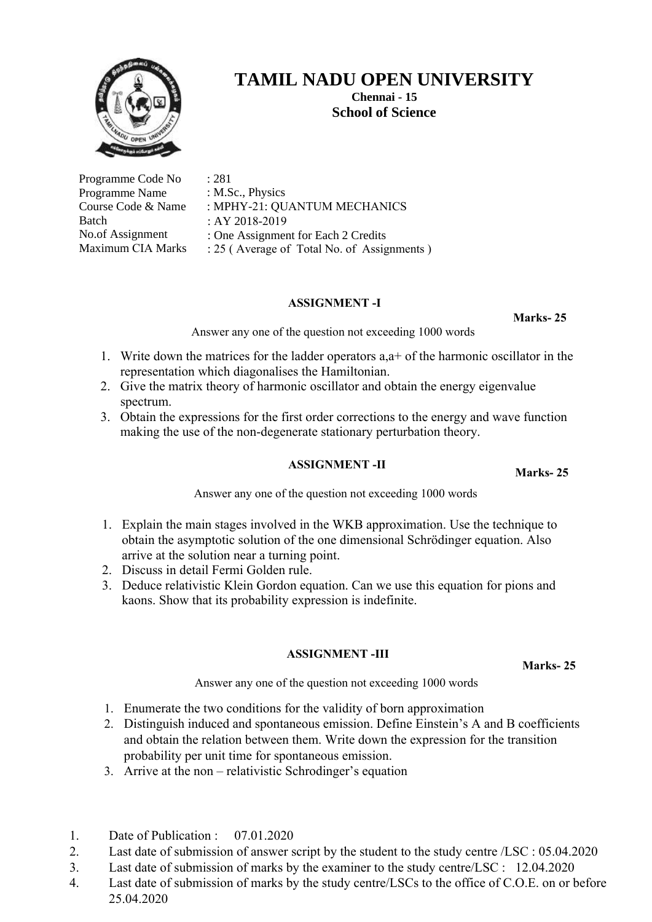# TAMIL NADU OPEN UNIVERSITY

**Chennai - 15**

**School of Science**

| | |
|---|---|
| Programme Code No | : 281 |
| Programme Name | : M.Sc., Physics |
| Course Code & Name | : MPHY-21: QUANTUM MECHANICS |
| Batch | : AY 2018-2019 |
| No.of Assignment | : One Assignment for Each 2 Credits |
| Maximum CIA Marks | : 25 ( Average of Total No. of Assignments ) |

## ASSIGNMENT -I

**Marks- 25**

Answer any one of the question not exceeding 1000 words

1. Write down the matrices for the ladder operators a,a+ of the harmonic oscillator in the representation which diagonalises the Hamiltonian.
2. Give the matrix theory of harmonic oscillator and obtain the energy eigenvalue spectrum.
3. Obtain the expressions for the first order corrections to the energy and wave function making the use of the non-degenerate stationary perturbation theory.

## ASSIGNMENT -II

**Marks- 25**

Answer any one of the question not exceeding 1000 words

1. Explain the main stages involved in the WKB approximation. Use the technique to obtain the asymptotic solution of the one dimensional Schrödinger equation. Also arrive at the solution near a turning point.
2. Discuss in detail Fermi Golden rule.
3. Deduce relativistic Klein Gordon equation. Can we use this equation for pions and kaons. Show that its probability expression is indefinite.

## ASSIGNMENT -III

**Marks- 25**

Answer any one of the question not exceeding 1000 words

1. Enumerate the two conditions for the validity of born approximation
2. Distinguish induced and spontaneous emission. Define Einstein's A and B coefficients and obtain the relation between them. Write down the expression for the transition probability per unit time for spontaneous emission.
3. Arrive at the non – relativistic Schrodinger's equation

1. Date of Publication : 07.01.2020
2. Last date of submission of answer script by the student to the study centre /LSC : 05.04.2020
3. Last date of submission of marks by the examiner to the study centre/LSC : 12.04.2020
4. Last date of submission of marks by the study centre/LSCs to the office of C.O.E. on or before 25.04.2020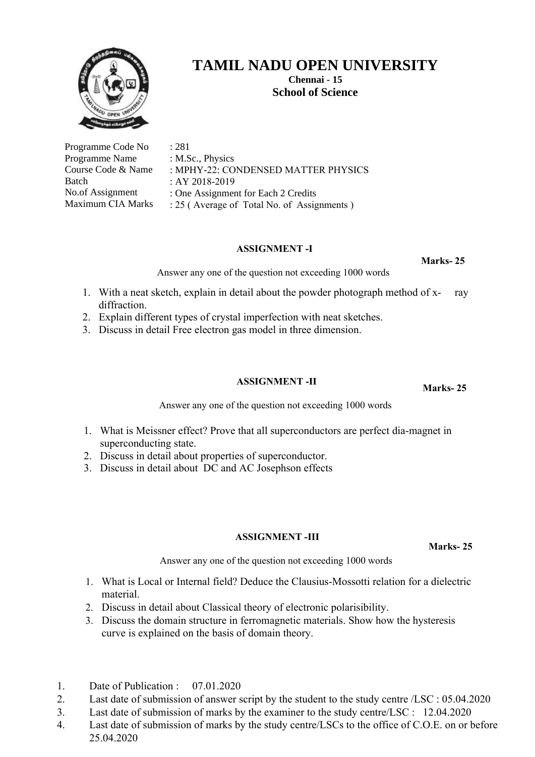# TAMIL NADU OPEN UNIVERSITY

**Chennai - 15**

## School of Science

| | |
|---|---|
| Programme Code No | : 281 |
| Programme Name | : M.Sc., Physics |
| Course Code & Name | : MPHY-22: CONDENSED MATTER PHYSICS |
| Batch | : AY 2018-2019 |
| No.of Assignment | : One Assignment for Each 2 Credits |
| Maximum CIA Marks | : 25 ( Average of Total No. of Assignments ) |

### ASSIGNMENT -I

**Marks- 25**

Answer any one of the question not exceeding 1000 words

1. With a neat sketch, explain in detail about the powder photograph method of x- ray diffraction.
2. Explain different types of crystal imperfection with neat sketches.
3. Discuss in detail Free electron gas model in three dimension.

### ASSIGNMENT -II

**Marks- 25**

Answer any one of the question not exceeding 1000 words

1. What is Meissner effect? Prove that all superconductors are perfect dia-magnet in superconducting state.
2. Discuss in detail about properties of superconductor.
3. Discuss in detail about DC and AC Josephson effects

### ASSIGNMENT -III

**Marks- 25**

Answer any one of the question not exceeding 1000 words

1. What is Local or Internal field? Deduce the Clausius-Mossotti relation for a dielectric material.
2. Discuss in detail about Classical theory of electronic polarisibility.
3. Discuss the domain structure in ferromagnetic materials. Show how the hysteresis curve is explained on the basis of domain theory.

1. Date of Publication : 07.01.2020
2. Last date of submission of answer script by the student to the study centre /LSC : 05.04.2020
3. Last date of submission of marks by the examiner to the study centre/LSC : 12.04.2020
4. Last date of submission of marks by the study centre/LSCs to the office of C.O.E. on or before 25.04.2020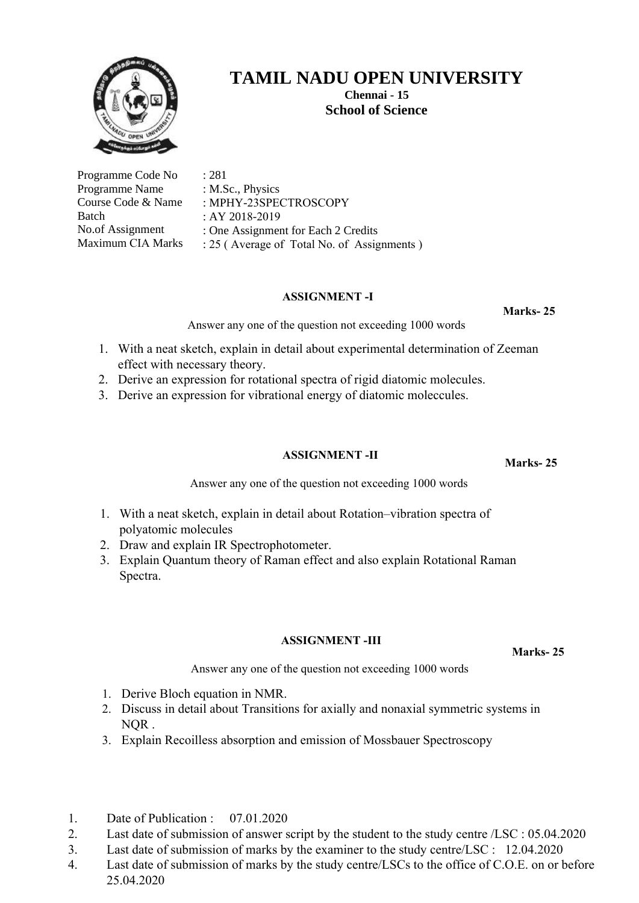# TAMIL NADU OPEN UNIVERSITY

**Chennai - 15**

**School of Science**

| | |
|---|---|
| Programme Code No | : 281 |
| Programme Name | : M.Sc., Physics |
| Course Code & Name | : MPHY-23SPECTROSCOPY |
| Batch | : AY 2018-2019 |
| No.of Assignment | : One Assignment for Each 2 Credits |
| Maximum CIA Marks | : 25 ( Average of Total No. of Assignments ) |

### ASSIGNMENT -I

**Marks- 25**

Answer any one of the question not exceeding 1000 words

1. With a neat sketch, explain in detail about experimental determination of Zeeman effect with necessary theory.
2. Derive an expression for rotational spectra of rigid diatomic molecules.
3. Derive an expression for vibrational energy of diatomic moleccules.

### ASSIGNMENT -II

**Marks- 25**

Answer any one of the question not exceeding 1000 words

1. With a neat sketch, explain in detail about Rotation–vibration spectra of polyatomic molecules
2. Draw and explain IR Spectrophotometer.
3. Explain Quantum theory of Raman effect and also explain Rotational Raman Spectra.

### ASSIGNMENT -III

**Marks- 25**

Answer any one of the question not exceeding 1000 words

1. Derive Bloch equation in NMR.
2. Discuss in detail about Transitions for axially and nonaxial symmetric systems in NQR .
3. Explain Recoilless absorption and emission of Mossbauer Spectroscopy

1. Date of Publication : 07.01.2020
2. Last date of submission of answer script by the student to the study centre /LSC : 05.04.2020
3. Last date of submission of marks by the examiner to the study centre/LSC : 12.04.2020
4. Last date of submission of marks by the study centre/LSCs to the office of C.O.E. on or before 25.04.2020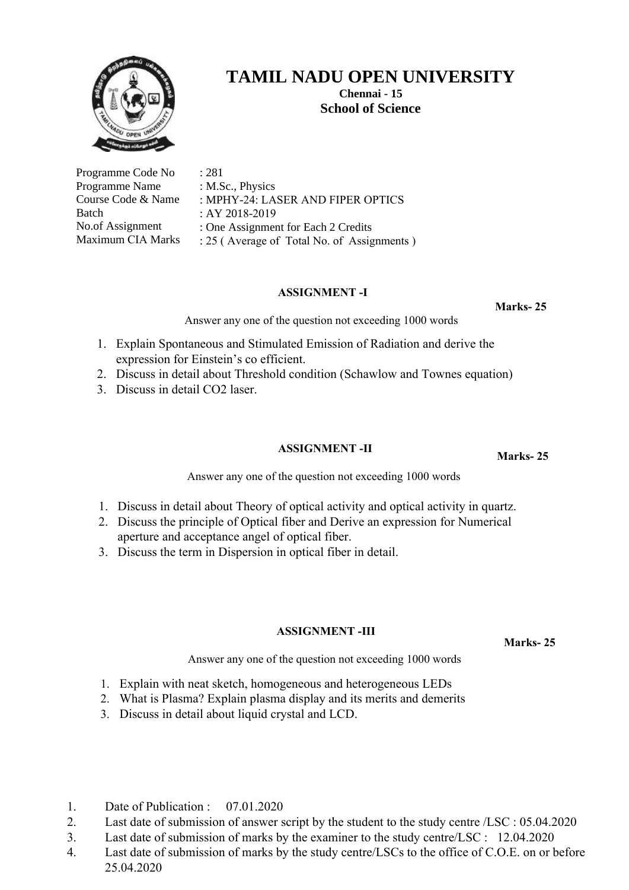# TAMIL NADU OPEN UNIVERSITY

**Chennai - 15**

**School of Science**

| | |
|---|---|
| Programme Code No | : 281 |
| Programme Name | : M.Sc., Physics |
| Course Code & Name | : MPHY-24: LASER AND FIPER OPTICS |
| Batch | : AY 2018-2019 |
| No.of Assignment | : One Assignment for Each 2 Credits |
| Maximum CIA Marks | : 25 ( Average of Total No. of Assignments ) |

## ASSIGNMENT -I

**Marks- 25**

Answer any one of the question not exceeding 1000 words

1. Explain Spontaneous and Stimulated Emission of Radiation and derive the expression for Einstein's co efficient.
2. Discuss in detail about Threshold condition (Schawlow and Townes equation)
3. Discuss in detail CO2 laser.

## ASSIGNMENT -II

**Marks- 25**

Answer any one of the question not exceeding 1000 words

1. Discuss in detail about Theory of optical activity and optical activity in quartz.
2. Discuss the principle of Optical fiber and Derive an expression for Numerical aperture and acceptance angel of optical fiber.
3. Discuss the term in Dispersion in optical fiber in detail.

## ASSIGNMENT -III

**Marks- 25**

Answer any one of the question not exceeding 1000 words

1. Explain with neat sketch, homogeneous and heterogeneous LEDs
2. What is Plasma? Explain plasma display and its merits and demerits
3. Discuss in detail about liquid crystal and LCD.

1. Date of Publication : 07.01.2020
2. Last date of submission of answer script by the student to the study centre /LSC : 05.04.2020
3. Last date of submission of marks by the examiner to the study centre/LSC : 12.04.2020
4. Last date of submission of marks by the study centre/LSCs to the office of C.O.E. on or before 25.04.2020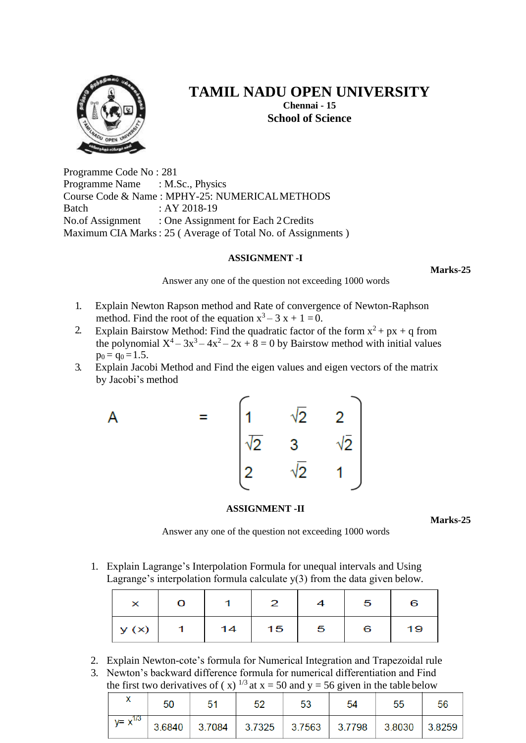# TAMIL NADU OPEN UNIVERSITY

**Chennai - 15**

**School of Science**

Programme Code No : 281
Programme Name : M.Sc., Physics
Course Code & Name : MPHY-25: NUMERICAL METHODS
Batch : AY 2018-19
No.of Assignment : One Assignment for Each 2 Credits
Maximum CIA Marks : 25 ( Average of Total No. of Assignments )

## ASSIGNMENT -I

**Marks-25**

Answer any one of the question not exceeding 1000 words

1. Explain Newton Rapson method and Rate of convergence of Newton-Raphson method. Find the root of the equation $x^3 - 3x + 1 = 0$.
2. Explain Bairstow Method: Find the quadratic factor of the form $x^2 + px + q$ from the polynomial $X^4 - 3x^3 - 4x^2 - 2x + 8 = 0$ by Bairstow method with initial values $p_0 = q_0 = 1.5$.
3. Explain Jacobi Method and Find the eigen values and eigen vectors of the matrix by Jacobi's method

$$A = \begin{bmatrix} 1 & \sqrt{2} & 2 \\ \sqrt{2} & 3 & \sqrt{2} \\ 2 & \sqrt{2} & 1 \end{bmatrix}$$

## ASSIGNMENT -II

**Marks-25**

Answer any one of the question not exceeding 1000 words

1. Explain Lagrange's Interpolation Formula for unequal intervals and Using Lagrange's interpolation formula calculate y(3) from the data given below.

| x | 0 | 1 | 2 | 4 | 5 | 6 |
|---|---|---|---|---|---|---|
| y (x) | 1 | 14 | 15 | 5 | 6 | 19 |

2. Explain Newton-cote's formula for Numerical Integration and Trapezoidal rule
3. Newton's backward difference formula for numerical differentiation and Find the first two derivatives of $(x)^{1/3}$ at x = 50 and y = 56 given in the table below

| x | 50 | 51 | 52 | 53 | 54 | 55 | 56 |
|---|---|---|---|---|---|---|---|
| $y = x^{1/3}$ | 3.6840 | 3.7084 | 3.7325 | 3.7563 | 3.7798 | 3.8030 | 3.8259 |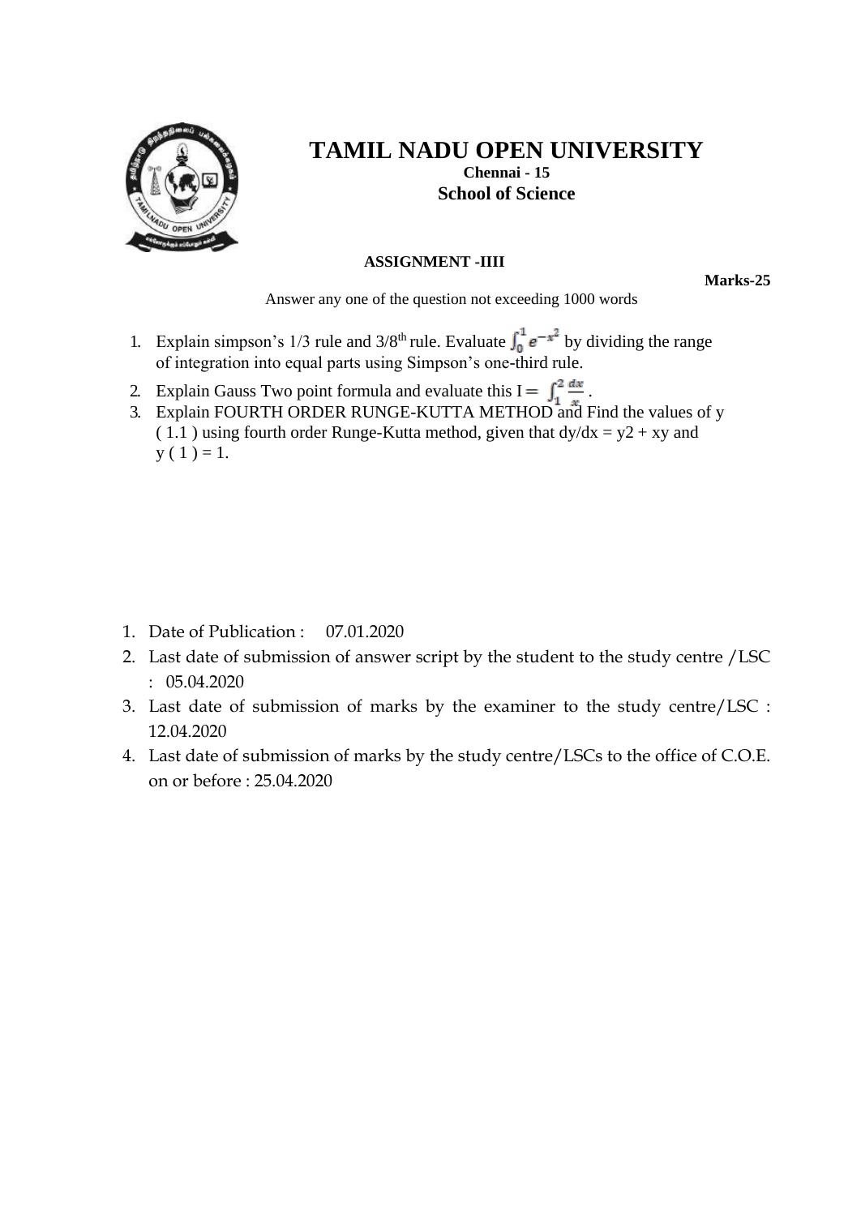# TAMIL NADU OPEN UNIVERSITY

**Chennai - 15**

## School of Science

**ASSIGNMENT -IIII**

**Marks-25**

Answer any one of the question not exceeding 1000 words

1. Explain simpson's 1/3 rule and 3/8$^{th}$ rule. Evaluate $\int_0^1 e^{-x^2}$ by dividing the range of integration into equal parts using Simpson's one-third rule.
2. Explain Gauss Two point formula and evaluate this $I = \int_1^2 \frac{dx}{x}$ .
3. Explain FOURTH ORDER RUNGE-KUTTA METHOD and Find the values of y ( 1.1 ) using fourth order Runge-Kutta method, given that dy/dx = y2 + xy and y ( 1 ) = 1.

1. Date of Publication : 07.01.2020
2. Last date of submission of answer script by the student to the study centre /LSC : 05.04.2020
3. Last date of submission of marks by the examiner to the study centre/LSC : 12.04.2020
4. Last date of submission of marks by the study centre/LSCs to the office of C.O.E. on or before : 25.04.2020